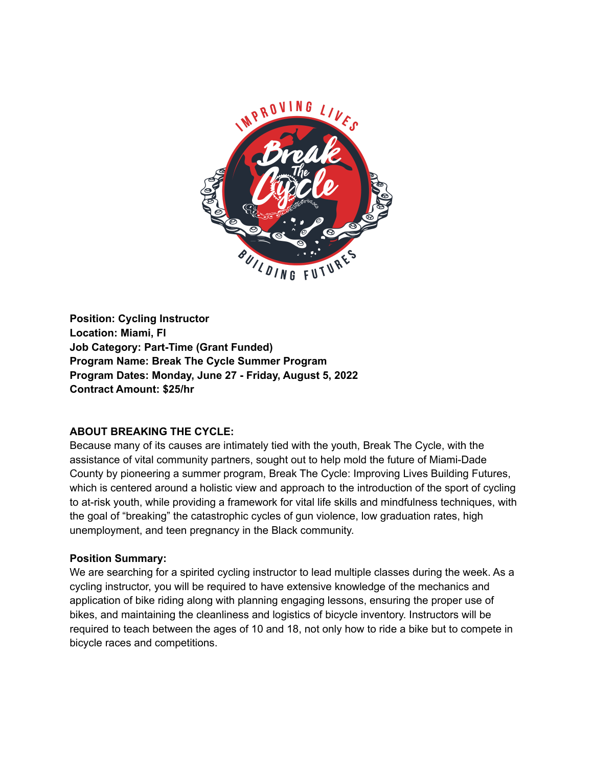**Position: Cycling Instructor**
**Location: Miami, Fl**
**Job Category: Part-Time (Grant Funded)**
**Program Name: Break The Cycle Summer Program**
**Program Dates: Monday, June 27 - Friday, August 5, 2022**
**Contract Amount: $25/hr**

**ABOUT BREAKING THE CYCLE:**
Because many of its causes are intimately tied with the youth, Break The Cycle, with the assistance of vital community partners, sought out to help mold the future of Miami-Dade County by pioneering a summer program, Break The Cycle: Improving Lives Building Futures, which is centered around a holistic view and approach to the introduction of the sport of cycling to at-risk youth, while providing a framework for vital life skills and mindfulness techniques, with the goal of "breaking" the catastrophic cycles of gun violence, low graduation rates, high unemployment, and teen pregnancy in the Black community.

**Position Summary:**
We are searching for a spirited cycling instructor to lead multiple classes during the week. As a cycling instructor, you will be required to have extensive knowledge of the mechanics and application of bike riding along with planning engaging lessons, ensuring the proper use of bikes, and maintaining the cleanliness and logistics of bicycle inventory. Instructors will be required to teach between the ages of 10 and 18, not only how to ride a bike but to compete in bicycle races and competitions.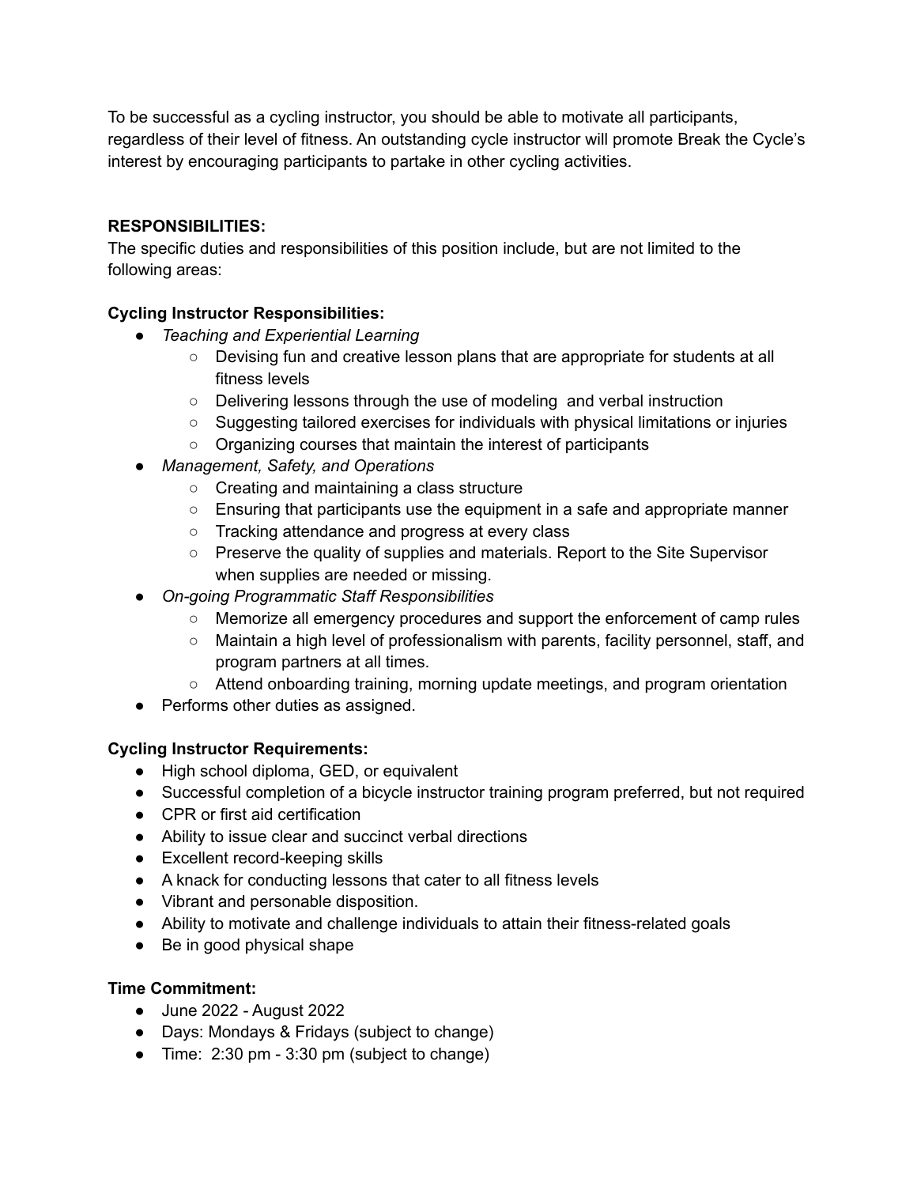To be successful as a cycling instructor, you should be able to motivate all participants, regardless of their level of fitness. An outstanding cycle instructor will promote Break the Cycle's interest by encouraging participants to partake in other cycling activities.

**RESPONSIBILITIES:**

The specific duties and responsibilities of this position include, but are not limited to the following areas:

**Cycling Instructor Responsibilities:**

- *Teaching and Experiential Learning*
  - Devising fun and creative lesson plans that are appropriate for students at all fitness levels
  - Delivering lessons through the use of modeling  and verbal instruction
  - Suggesting tailored exercises for individuals with physical limitations or injuries
  - Organizing courses that maintain the interest of participants
- *Management, Safety, and Operations*
  - Creating and maintaining a class structure
  - Ensuring that participants use the equipment in a safe and appropriate manner
  - Tracking attendance and progress at every class
  - Preserve the quality of supplies and materials. Report to the Site Supervisor when supplies are needed or missing.
- *On-going Programmatic Staff Responsibilities*
  - Memorize all emergency procedures and support the enforcement of camp rules
  - Maintain a high level of professionalism with parents, facility personnel, staff, and program partners at all times.
  - Attend onboarding training, morning update meetings, and program orientation
- Performs other duties as assigned.

**Cycling Instructor Requirements:**

- High school diploma, GED, or equivalent
- Successful completion of a bicycle instructor training program preferred, but not required
- CPR or first aid certification
- Ability to issue clear and succinct verbal directions
- Excellent record-keeping skills
- A knack for conducting lessons that cater to all fitness levels
- Vibrant and personable disposition.
- Ability to motivate and challenge individuals to attain their fitness-related goals
- Be in good physical shape

**Time Commitment:**

- June 2022 - August 2022
- Days: Mondays & Fridays (subject to change)
- Time:  2:30 pm - 3:30 pm (subject to change)